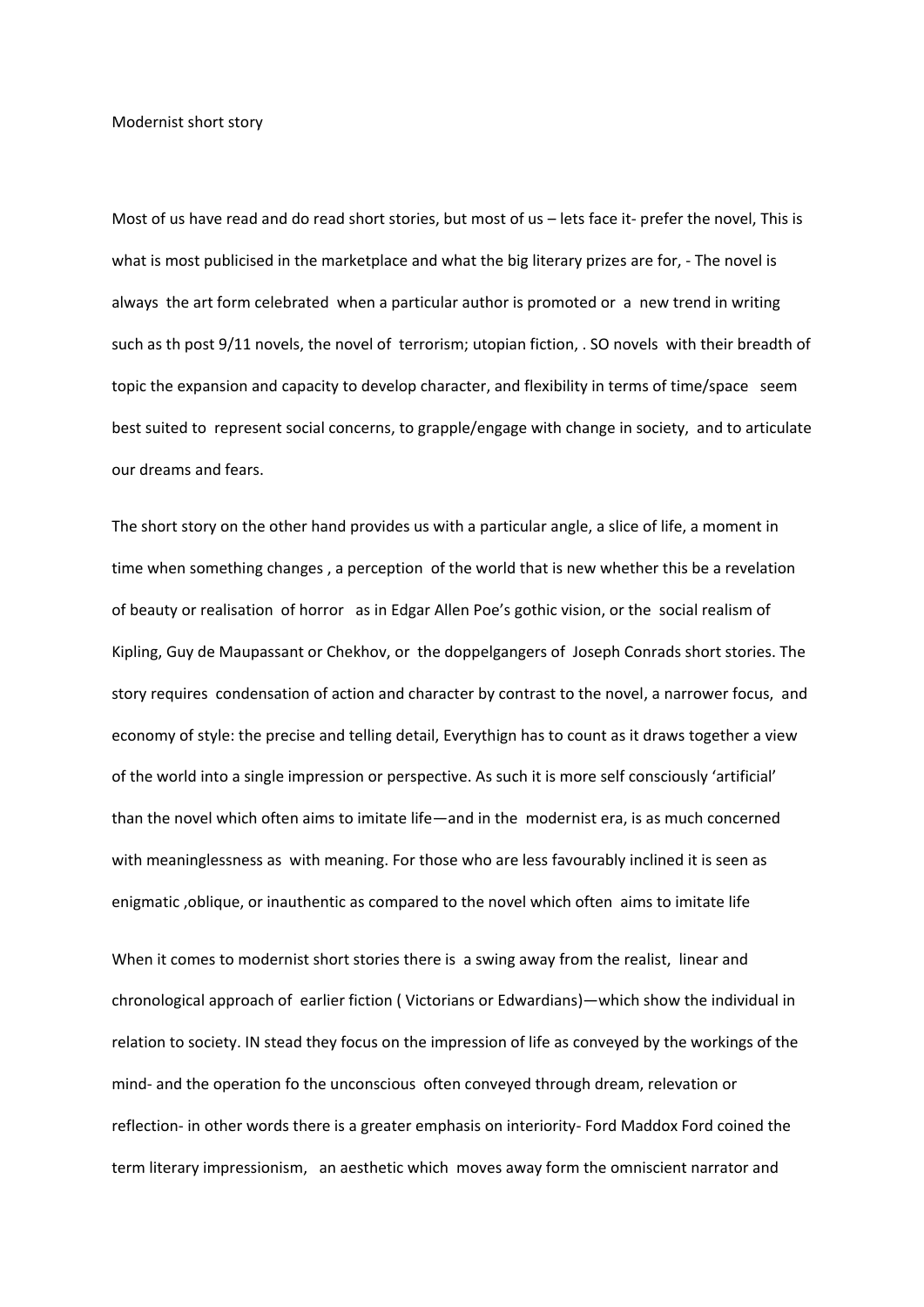Modernist short story

Most of us have read and do read short stories, but most of us – lets face it- prefer the novel, This is what is most publicised in the marketplace and what the big literary prizes are for, - The novel is always the art form celebrated when a particular author is promoted or a new trend in writing such as th post 9/11 novels, the novel of terrorism; utopian fiction, . SO novels with their breadth of topic the expansion and capacity to develop character, and flexibility in terms of time/space seem best suited to represent social concerns, to grapple/engage with change in society, and to articulate our dreams and fears.

The short story on the other hand provides us with a particular angle, a slice of life, a moment in time when something changes , a perception of the world that is new whether this be a revelation of beauty or realisation of horror as in Edgar Allen Poe's gothic vision, or the social realism of Kipling, Guy de Maupassant or Chekhov, or the doppelgangers of Joseph Conrads short stories. The story requires condensation of action and character by contrast to the novel, a narrower focus, and economy of style: the precise and telling detail, Everythign has to count as it draws together a view of the world into a single impression or perspective. As such it is more self consciously 'artificial' than the novel which often aims to imitate life—and in the modernist era, is as much concerned with meaninglessness as with meaning. For those who are less favourably inclined it is seen as enigmatic ,oblique, or inauthentic as compared to the novel which often aims to imitate life

When it comes to modernist short stories there is a swing away from the realist, linear and chronological approach of earlier fiction ( Victorians or Edwardians)—which show the individual in relation to society. IN stead they focus on the impression of life as conveyed by the workings of the mind- and the operation fo the unconscious often conveyed through dream, relevation or reflection- in other words there is a greater emphasis on interiority- Ford Maddox Ford coined the term literary impressionism, an aesthetic which moves away form the omniscient narrator and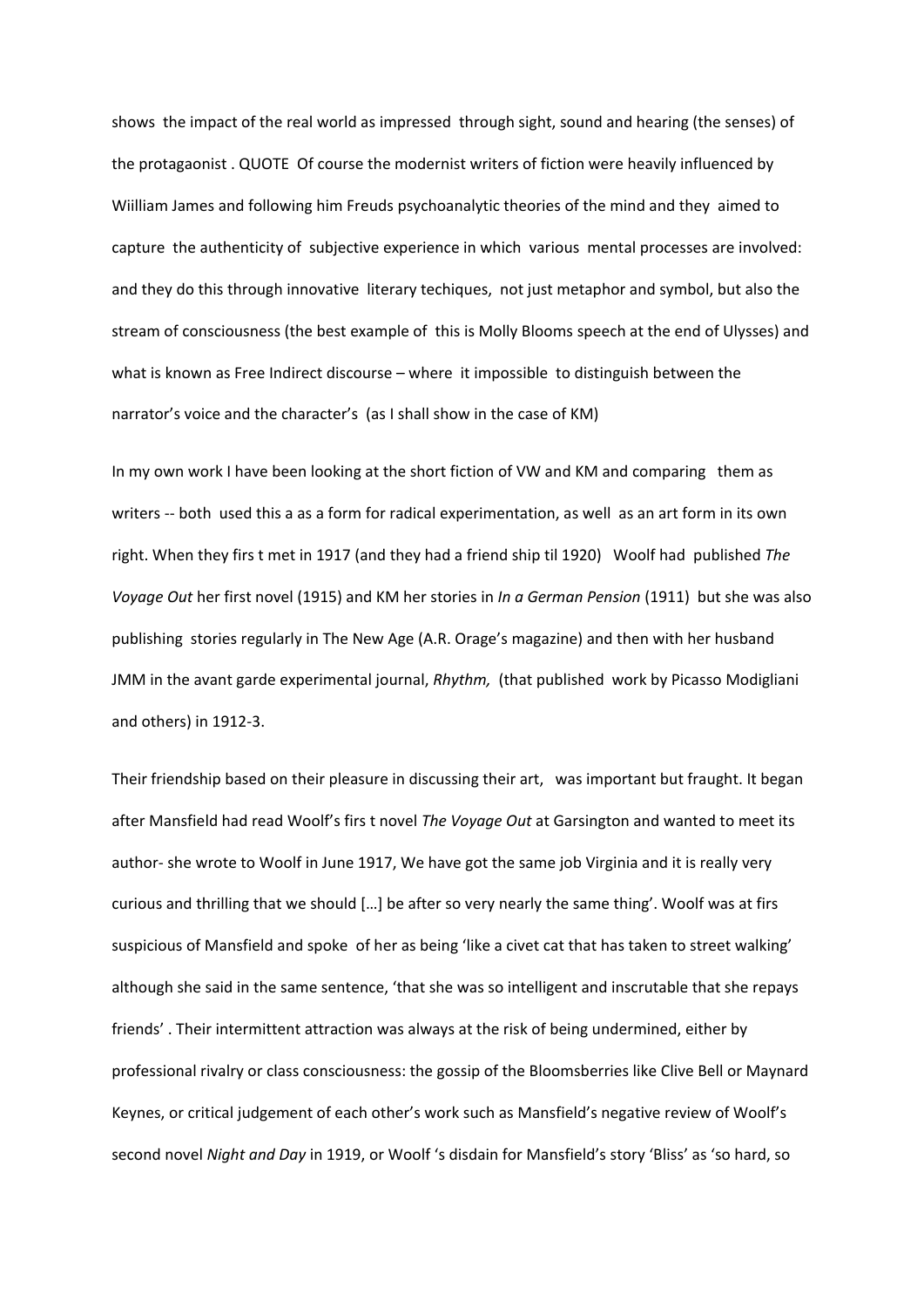shows the impact of the real world as impressed through sight, sound and hearing (the senses) of the protagaonist . QUOTE Of course the modernist writers of fiction were heavily influenced by Wiilliam James and following him Freuds psychoanalytic theories of the mind and they aimed to capture the authenticity of subjective experience in which various mental processes are involved: and they do this through innovative literary techiques, not just metaphor and symbol, but also the stream of consciousness (the best example of this is Molly Blooms speech at the end of Ulysses) and what is known as Free Indirect discourse – where it impossible to distinguish between the narrator's voice and the character's (as I shall show in the case of KM)

In my own work I have been looking at the short fiction of VW and KM and comparing them as writers -- both used this a as a form for radical experimentation, as well as an art form in its own right. When they firs t met in 1917 (and they had a friend ship til 1920) Woolf had published *The Voyage Out* her first novel (1915) and KM her stories in *In a German Pension* (1911) but she was also publishing stories regularly in The New Age (A.R. Orage's magazine) and then with her husband JMM in the avant garde experimental journal, *Rhythm,* (that published work by Picasso Modigliani and others) in 1912-3.

Their friendship based on their pleasure in discussing their art, was important but fraught. It began after Mansfield had read Woolf's firs t novel *The Voyage Out* at Garsington and wanted to meet its author- she wrote to Woolf in June 1917, We have got the same job Virginia and it is really very curious and thrilling that we should […] be after so very nearly the same thing'. Woolf was at firs suspicious of Mansfield and spoke of her as being 'like a civet cat that has taken to street walking' although she said in the same sentence, 'that she was so intelligent and inscrutable that she repays friends' . Their intermittent attraction was always at the risk of being undermined, either by professional rivalry or class consciousness: the gossip of the Bloomsberries like Clive Bell or Maynard Keynes, or critical judgement of each other's work such as Mansfield's negative review of Woolf's second novel *Night and Day* in 1919, or Woolf 's disdain for Mansfield's story 'Bliss' as 'so hard, so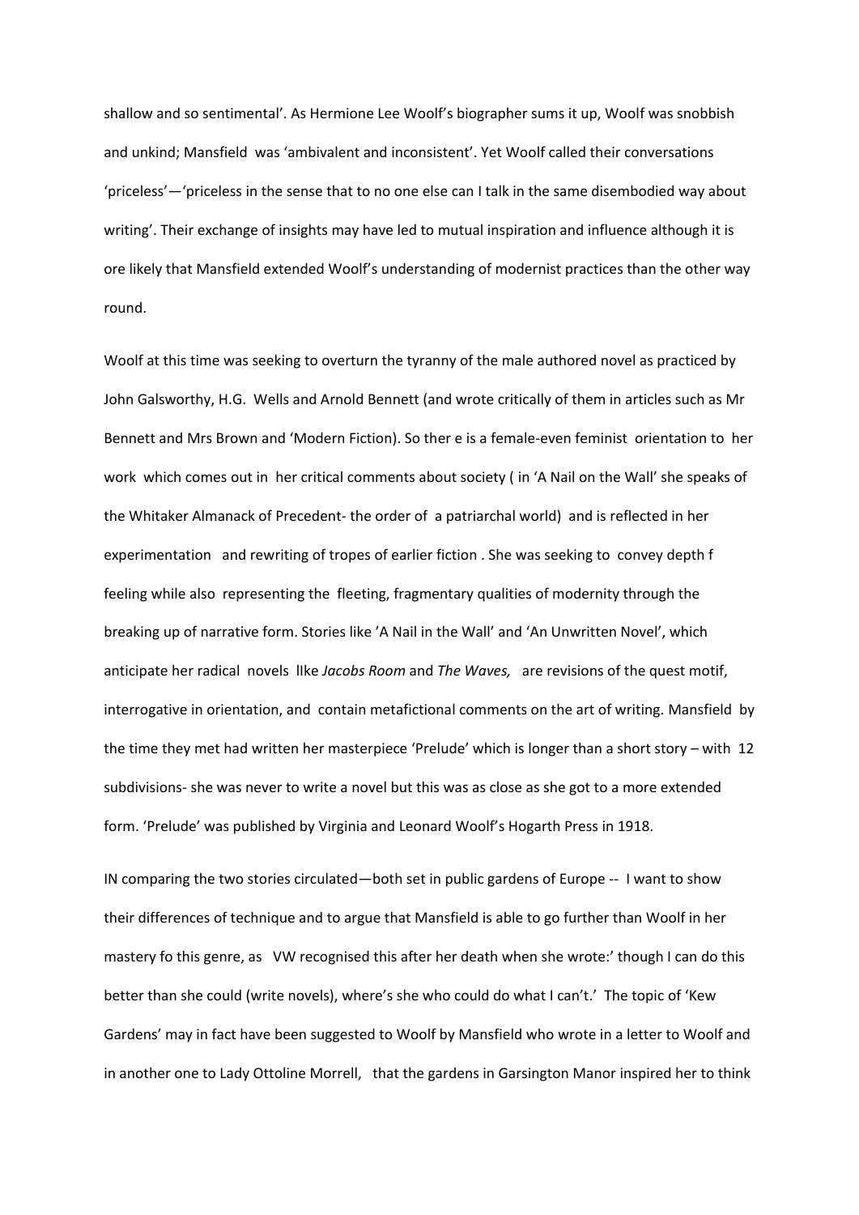shallow and so sentimental'. As Hermione Lee Woolf's biographer sums it up, Woolf was snobbish and unkind; Mansfield was 'ambivalent and inconsistent'. Yet Woolf called their conversations 'priceless'—'priceless in the sense that to no one else can I talk in the same disembodied way about writing'. Their exchange of insights may have led to mutual inspiration and influence although it is ore likely that Mansfield extended Woolf's understanding of modernist practices than the other way round.

Woolf at this time was seeking to overturn the tyranny of the male authored novel as practiced by John Galsworthy, H.G. Wells and Arnold Bennett (and wrote critically of them in articles such as Mr Bennett and Mrs Brown and 'Modern Fiction). So ther e is a female-even feminist orientation to her work which comes out in her critical comments about society ( in 'A Nail on the Wall' she speaks of the Whitaker Almanack of Precedent- the order of a patriarchal world) and is reflected in her experimentation and rewriting of tropes of earlier fiction . She was seeking to convey depth f feeling while also representing the fleeting, fragmentary qualities of modernity through the breaking up of narrative form. Stories like 'A Nail in the Wall' and 'An Unwritten Novel', which anticipate her radical novels lIke *Jacobs Room* and *The Waves,* are revisions of the quest motif, interrogative in orientation, and contain metafictional comments on the art of writing. Mansfield by the time they met had written her masterpiece 'Prelude' which is longer than a short story – with 12 subdivisions- she was never to write a novel but this was as close as she got to a more extended form. 'Prelude' was published by Virginia and Leonard Woolf's Hogarth Press in 1918.

IN comparing the two stories circulated—both set in public gardens of Europe -- I want to show their differences of technique and to argue that Mansfield is able to go further than Woolf in her mastery fo this genre, as VW recognised this after her death when she wrote:' though I can do this better than she could (write novels), where's she who could do what I can't.' The topic of 'Kew Gardens' may in fact have been suggested to Woolf by Mansfield who wrote in a letter to Woolf and in another one to Lady Ottoline Morrell, that the gardens in Garsington Manor inspired her to think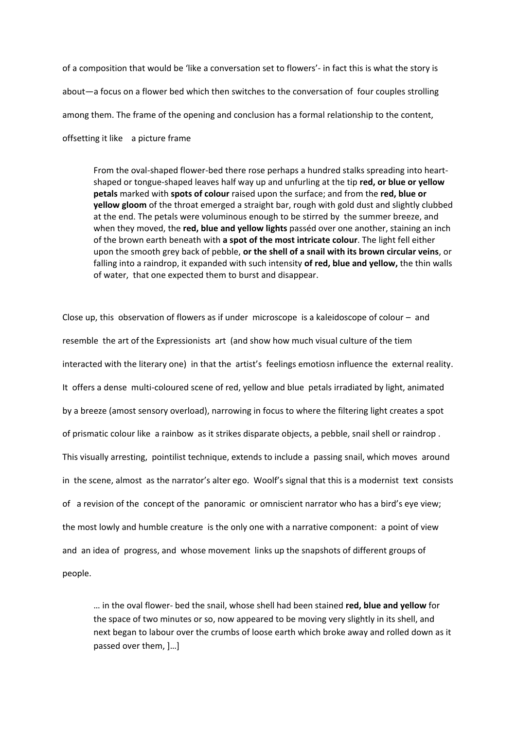of a composition that would be 'like a conversation set to flowers'- in fact this is what the story is about—a focus on a flower bed which then switches to the conversation of four couples strolling among them. The frame of the opening and conclusion has a formal relationship to the content, offsetting it like a picture frame

> From the oval-shaped flower-bed there rose perhaps a hundred stalks spreading into heart-shaped or tongue-shaped leaves half way up and unfurling at the tip **red, or blue or yellow petals** marked with **spots of colour** raised upon the surface; and from the **red, blue or yellow gloom** of the throat emerged a straight bar, rough with gold dust and slightly clubbed at the end. The petals were voluminous enough to be stirred by the summer breeze, and when they moved, the **red, blue and yellow lights** passéd over one another, staining an inch of the brown earth beneath with **a spot of the most intricate colour**. The light fell either upon the smooth grey back of pebble, **or the shell of a snail with its brown circular veins**, or falling into a raindrop, it expanded with such intensity **of red, blue and yellow,** the thin walls of water, that one expected them to burst and disappear.

Close up, this observation of flowers as if under microscope is a kaleidoscope of colour – and resemble the art of the Expressionists art (and show how much visual culture of the tiem interacted with the literary one) in that the artist's feelings emotiosn influence the external reality. It offers a dense multi-coloured scene of red, yellow and blue petals irradiated by light, animated by a breeze (amost sensory overload), narrowing in focus to where the filtering light creates a spot of prismatic colour like a rainbow as it strikes disparate objects, a pebble, snail shell or raindrop . This visually arresting, pointilist technique, extends to include a passing snail, which moves around in the scene, almost as the narrator's alter ego. Woolf's signal that this is a modernist text consists of a revision of the concept of the panoramic or omniscient narrator who has a bird's eye view; the most lowly and humble creature is the only one with a narrative component: a point of view and an idea of progress, and whose movement links up the snapshots of different groups of people.

> … in the oval flower- bed the snail, whose shell had been stained **red, blue and yellow** for the space of two minutes or so, now appeared to be moving very slightly in its shell, and next began to labour over the crumbs of loose earth which broke away and rolled down as it passed over them, ]…]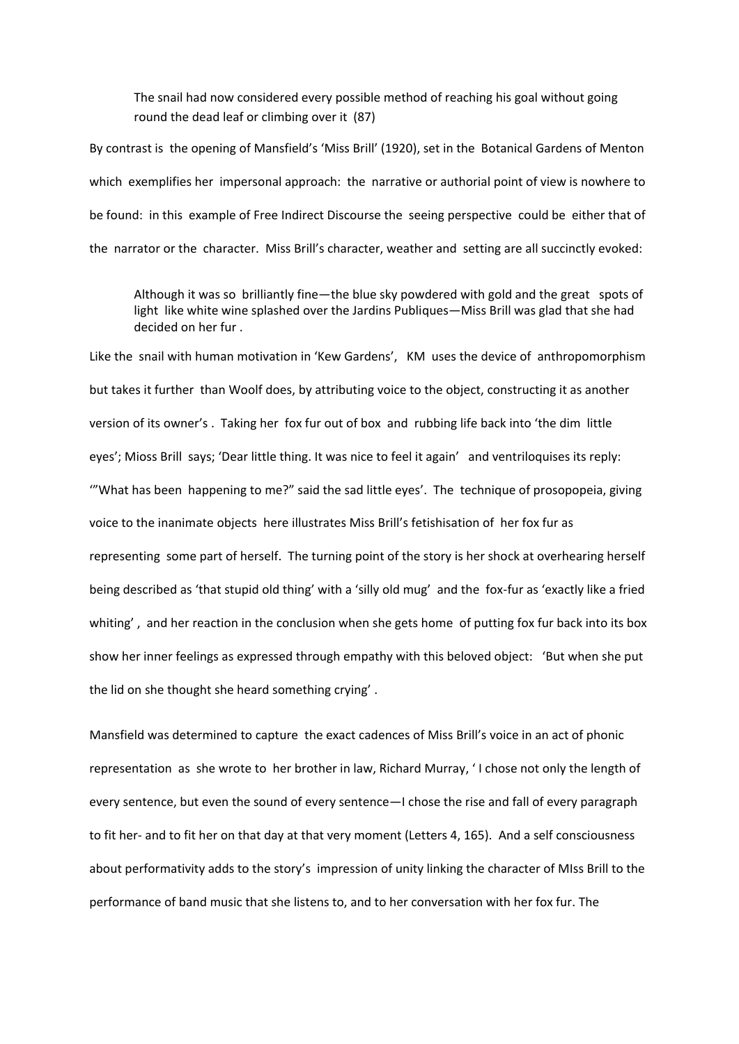> The snail had now considered every possible method of reaching his goal without going round the dead leaf or climbing over it (87)

By contrast is the opening of Mansfield's 'Miss Brill' (1920), set in the Botanical Gardens of Menton which exemplifies her impersonal approach: the narrative or authorial point of view is nowhere to be found: in this example of Free Indirect Discourse the seeing perspective could be either that of the narrator or the character. Miss Brill's character, weather and setting are all succinctly evoked:

> Although it was so brilliantly fine—the blue sky powdered with gold and the great spots of light like white wine splashed over the Jardins Publiques—Miss Brill was glad that she had decided on her fur .

Like the snail with human motivation in 'Kew Gardens', KM uses the device of anthropomorphism but takes it further than Woolf does, by attributing voice to the object, constructing it as another version of its owner's . Taking her fox fur out of box and rubbing life back into 'the dim little eyes'; Mioss Brill says; 'Dear little thing. It was nice to feel it again' and ventriloquises its reply: '"What has been happening to me?" said the sad little eyes'. The technique of prosopopeia, giving voice to the inanimate objects here illustrates Miss Brill's fetishisation of her fox fur as representing some part of herself. The turning point of the story is her shock at overhearing herself being described as 'that stupid old thing' with a 'silly old mug' and the fox-fur as 'exactly like a fried whiting' , and her reaction in the conclusion when she gets home of putting fox fur back into its box show her inner feelings as expressed through empathy with this beloved object: 'But when she put the lid on she thought she heard something crying' .

Mansfield was determined to capture the exact cadences of Miss Brill's voice in an act of phonic representation as she wrote to her brother in law, Richard Murray, ' I chose not only the length of every sentence, but even the sound of every sentence—I chose the rise and fall of every paragraph to fit her- and to fit her on that day at that very moment (Letters 4, 165). And a self consciousness about performativity adds to the story's impression of unity linking the character of MIss Brill to the performance of band music that she listens to, and to her conversation with her fox fur. The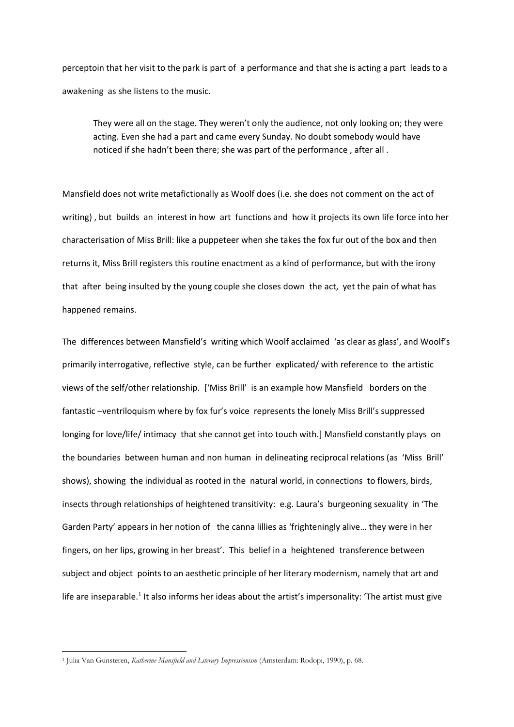perceptoin that her visit to the park is part of a performance and that she is acting a part leads to a awakening as she listens to the music.

> They were all on the stage. They weren't only the audience, not only looking on; they were acting. Even she had a part and came every Sunday. No doubt somebody would have noticed if she hadn't been there; she was part of the performance , after all .

Mansfield does not write metafictionally as Woolf does (i.e. she does not comment on the act of writing) , but builds an interest in how art functions and how it projects its own life force into her characterisation of Miss Brill: like a puppeteer when she takes the fox fur out of the box and then returns it, Miss Brill registers this routine enactment as a kind of performance, but with the irony that after being insulted by the young couple she closes down the act, yet the pain of what has happened remains.

The differences between Mansfield's writing which Woolf acclaimed 'as clear as glass', and Woolf's primarily interrogative, reflective style, can be further explicated/ with reference to the artistic views of the self/other relationship. ['Miss Brill' is an example how Mansfield borders on the fantastic –ventriloquism where by fox fur's voice represents the lonely Miss Brill's suppressed longing for love/life/ intimacy that she cannot get into touch with.] Mansfield constantly plays on the boundaries between human and non human in delineating reciprocal relations (as 'Miss Brill' shows), showing the individual as rooted in the natural world, in connections to flowers, birds, insects through relationships of heightened transitivity: e.g. Laura's burgeoning sexuality in 'The Garden Party' appears in her notion of the canna lillies as 'frighteningly alive… they were in her fingers, on her lips, growing in her breast'. This belief in a heightened transference between subject and object points to an aesthetic principle of her literary modernism, namely that art and life are inseparable.[1] It also informs her ideas about the artist's impersonality: 'The artist must give

[1] Julia Van Gunsteren, *Katherine Mansfield and Literary Impressionism* (Amsterdam: Rodopi, 1990), p. 68.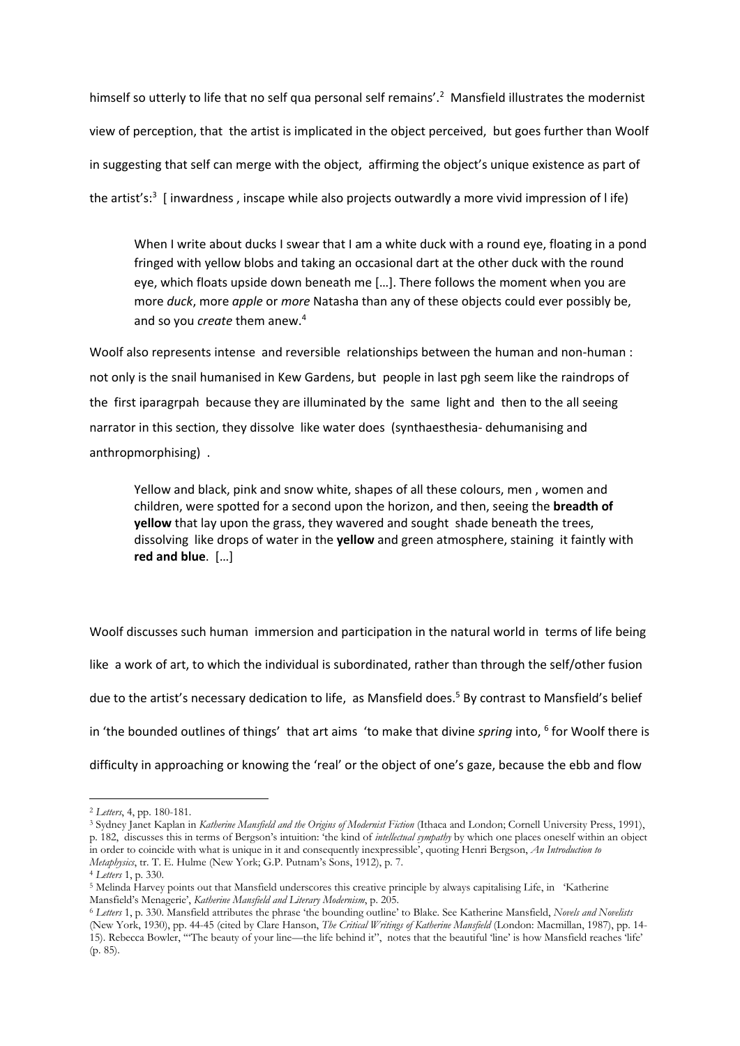himself so utterly to life that no self qua personal self remains'.[2] Mansfield illustrates the modernist view of perception, that the artist is implicated in the object perceived, but goes further than Woolf in suggesting that self can merge with the object, affirming the object's unique existence as part of the artist's:[3] [ inwardness , inscape while also projects outwardly a more vivid impression of l ife)

> When I write about ducks I swear that I am a white duck with a round eye, floating in a pond fringed with yellow blobs and taking an occasional dart at the other duck with the round eye, which floats upside down beneath me […]. There follows the moment when you are more *duck*, more *apple* or *more* Natasha than any of these objects could ever possibly be, and so you *create* them anew.[4]

Woolf also represents intense and reversible relationships between the human and non-human : not only is the snail humanised in Kew Gardens, but people in last pgh seem like the raindrops of the first iparagrpah because they are illuminated by the same light and then to the all seeing narrator in this section, they dissolve like water does (synthaesthesia- dehumanising and anthropmorphising) .

> Yellow and black, pink and snow white, shapes of all these colours, men , women and children, were spotted for a second upon the horizon, and then, seeing the **breadth of yellow** that lay upon the grass, they wavered and sought shade beneath the trees, dissolving like drops of water in the **yellow** and green atmosphere, staining it faintly with **red and blue**. […]

Woolf discusses such human immersion and participation in the natural world in terms of life being like a work of art, to which the individual is subordinated, rather than through the self/other fusion due to the artist's necessary dedication to life, as Mansfield does.[5] By contrast to Mansfield's belief in 'the bounded outlines of things' that art aims 'to make that divine *spring* into, [6] for Woolf there is difficulty in approaching or knowing the 'real' or the object of one's gaze, because the ebb and flow

---

[2] *Letters*, 4, pp. 180-181.

[3] Sydney Janet Kaplan in *Katherine Mansfield and the Origins of Modernist Fiction* (Ithaca and London; Cornell University Press, 1991), p. 182, discusses this in terms of Bergson's intuition: 'the kind of *intellectual sympathy* by which one places oneself within an object in order to coincide with what is unique in it and consequently inexpressible', quoting Henri Bergson, *An Introduction to Metaphysics*, tr. T. E. Hulme (New York; G.P. Putnam's Sons, 1912), p. 7.

[4] *Letters* 1, p. 330.

[5] Melinda Harvey points out that Mansfield underscores this creative principle by always capitalising Life, in 'Katherine Mansfield's Menagerie', *Katherine Mansfield and Literary Modernism*, p. 205.

[6] *Letters* 1, p. 330. Mansfield attributes the phrase 'the bounding outline' to Blake. See Katherine Mansfield, *Novels and Novelists* (New York, 1930), pp. 44-45 (cited by Clare Hanson, *The Critical Writings of Katherine Mansfield* (London: Macmillan, 1987), pp. 14-15). Rebecca Bowler, '"The beauty of your line—the life behind it"', notes that the beautiful 'line' is how Mansfield reaches 'life' (p. 85).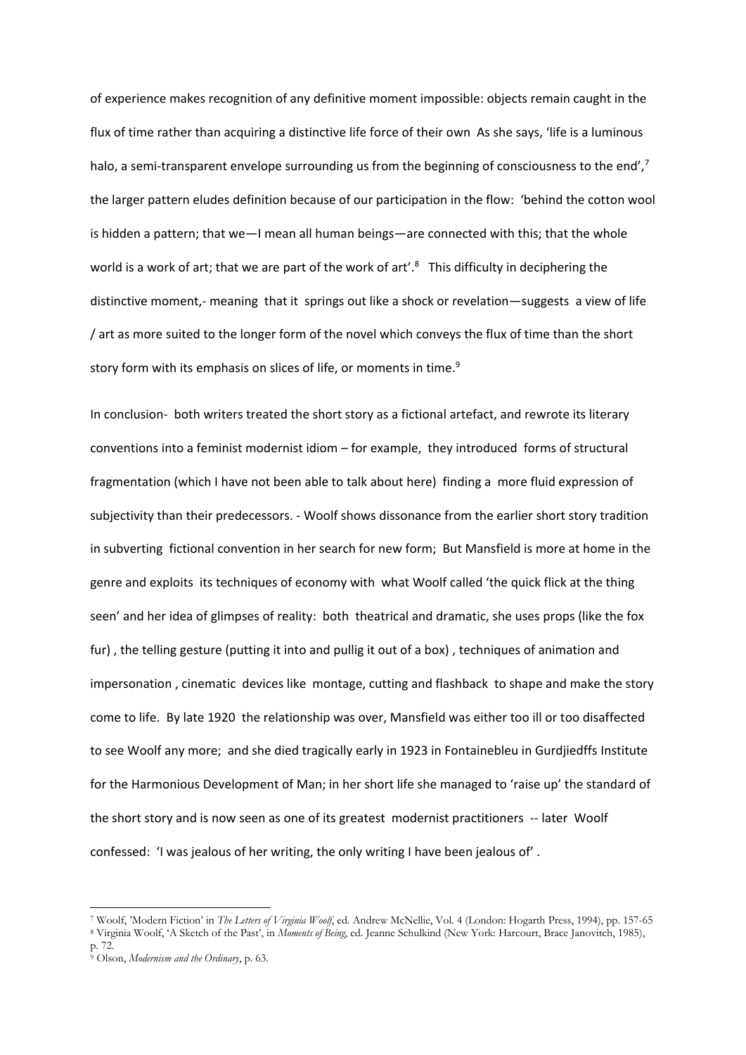of experience makes recognition of any definitive moment impossible: objects remain caught in the flux of time rather than acquiring a distinctive life force of their own As she says, 'life is a luminous halo, a semi-transparent envelope surrounding us from the beginning of consciousness to the end',[7] the larger pattern eludes definition because of our participation in the flow: 'behind the cotton wool is hidden a pattern; that we—I mean all human beings—are connected with this; that the whole world is a work of art; that we are part of the work of art'.[8] This difficulty in deciphering the distinctive moment,- meaning that it springs out like a shock or revelation—suggests a view of life / art as more suited to the longer form of the novel which conveys the flux of time than the short story form with its emphasis on slices of life, or moments in time.[9]

In conclusion- both writers treated the short story as a fictional artefact, and rewrote its literary conventions into a feminist modernist idiom – for example, they introduced forms of structural fragmentation (which I have not been able to talk about here) finding a more fluid expression of subjectivity than their predecessors. - Woolf shows dissonance from the earlier short story tradition in subverting fictional convention in her search for new form; But Mansfield is more at home in the genre and exploits its techniques of economy with what Woolf called 'the quick flick at the thing seen' and her idea of glimpses of reality: both theatrical and dramatic, she uses props (like the fox fur) , the telling gesture (putting it into and pullig it out of a box) , techniques of animation and impersonation , cinematic devices like montage, cutting and flashback to shape and make the story come to life. By late 1920 the relationship was over, Mansfield was either too ill or too disaffected to see Woolf any more; and she died tragically early in 1923 in Fontainebleu in Gurdjiedffs Institute for the Harmonious Development of Man; in her short life she managed to 'raise up' the standard of the short story and is now seen as one of its greatest modernist practitioners -- later Woolf confessed: 'I was jealous of her writing, the only writing I have been jealous of' .

---

[7] Woolf, 'Modern Fiction' in *The Letters of Virginia Woolf*, ed. Andrew McNellie, Vol. 4 (London: Hogarth Press, 1994), pp. 157-65

[8] Virginia Woolf, 'A Sketch of the Past', in *Moments of Being*, ed. Jeanne Schulkind (New York: Harcourt, Brace Janovitch, 1985), p. 72.

[9] Olson, *Modernism and the Ordinary*, p. 63.